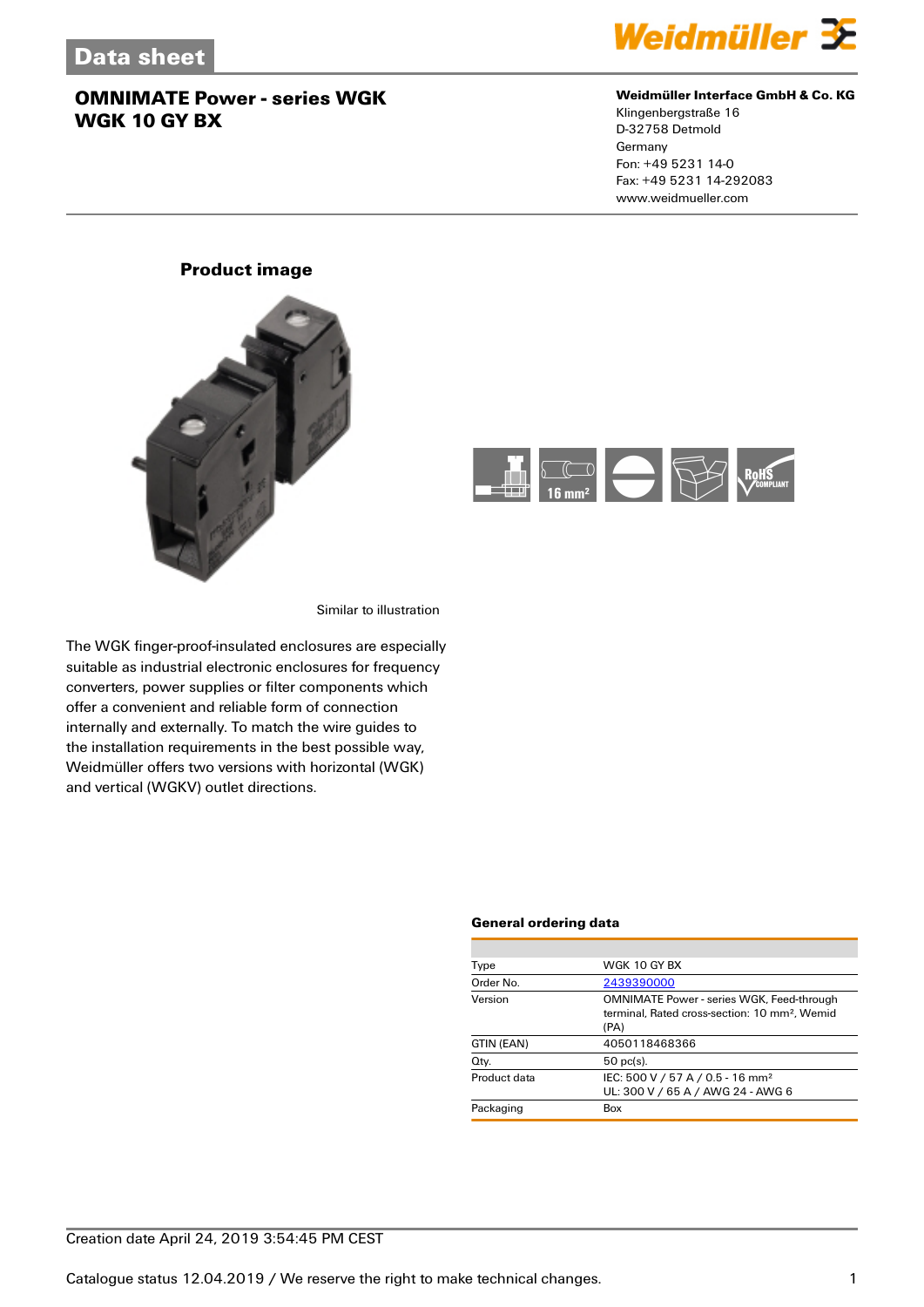# Data sheet

## OMNIMATE Power - series WGK
## WGK 10 GY BX

**Weidmüller Interface GmbH & Co. KG**
Klingenbergstraße 16
D-32758 Detmold
Germany
Fon: +49 5231 14-0
Fax: +49 5231 14-292083
www.weidmueller.com

### Product image

Similar to illustration

The WGK finger-proof-insulated enclosures are especially suitable as industrial electronic enclosures for frequency converters, power supplies or filter components which offer a convenient and reliable form of connection internally and externally. To match the wire guides to the installation requirements in the best possible way, Weidmüller offers two versions with horizontal (WGK) and vertical (WGKV) outlet directions.

### General ordering data

| | |
|---|---|
| Type | WGK 10 GY BX |
| Order No. | 2439390000 |
| Version | OMNIMATE Power - series WGK, Feed-through terminal, Rated cross-section: 10 mm², Wemid (PA) |
| GTIN (EAN) | 4050118468366 |
| Qty. | 50 pc(s). |
| Product data | IEC: 500 V / 57 A / 0.5 - 16 mm²<br>UL: 300 V / 65 A / AWG 24 - AWG 6 |
| Packaging | Box |

Creation date April 24, 2019 3:54:45 PM CEST

Catalogue status 12.04.2019 / We reserve the right to make technical changes.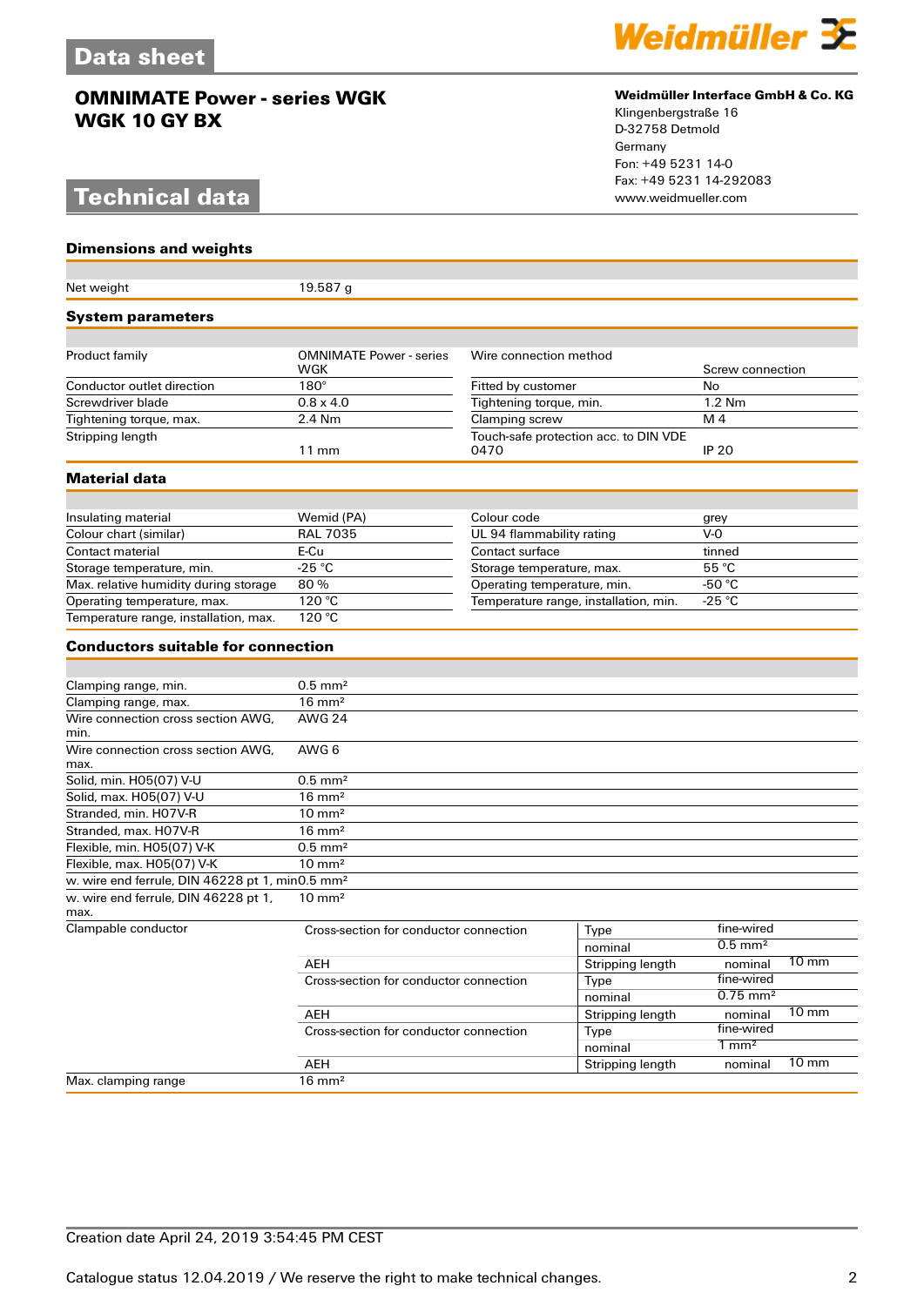# Data sheet

## OMNIMATE Power - series WGK
## WGK 10 GY BX

**Weidmüller Interface GmbH & Co. KG**
Klingenbergstraße 16
D-32758 Detmold
Germany
Fon: +49 5231 14-0
Fax: +49 5231 14-292083
www.weidmueller.com

# Technical data

### Dimensions and weights

| | |
|---|---|
| Net weight | 19.587 g |

### System parameters

| | | | |
|---|---|---|---|
| Product family | OMNIMATE Power - series WGK | Wire connection method | Screw connection |
| Conductor outlet direction | 180° | Fitted by customer | No |
| Screwdriver blade | 0.8 x 4.0 | Tightening torque, min. | 1.2 Nm |
| Tightening torque, max. | 2.4 Nm | Clamping screw | M 4 |
| Stripping length | 11 mm | Touch-safe protection acc. to DIN VDE 0470 | IP 20 |

### Material data

| | | | |
|---|---|---|---|
| Insulating material | Wemid (PA) | Colour code | grey |
| Colour chart (similar) | RAL 7035 | UL 94 flammability rating | V-0 |
| Contact material | E-Cu | Contact surface | tinned |
| Storage temperature, min. | -25 °C | Storage temperature, max. | 55 °C |
| Max. relative humidity during storage | 80 % | Operating temperature, min. | -50 °C |
| Operating temperature, max. | 120 °C | Temperature range, installation, min. | -25 °C |
| Temperature range, installation, max. | 120 °C | | |

### Conductors suitable for connection

| | | | | |
|---|---|---|---|---|
| Clamping range, min. | 0.5 mm² | | | |
| Clamping range, max. | 16 mm² | | | |
| Wire connection cross section AWG, min. | AWG 24 | | | |
| Wire connection cross section AWG, max. | AWG 6 | | | |
| Solid, min. H05(07) V-U | 0.5 mm² | | | |
| Solid, max. H05(07) V-U | 16 mm² | | | |
| Stranded, min. H07V-R | 10 mm² | | | |
| Stranded, max. H07V-R | 16 mm² | | | |
| Flexible, min. H05(07) V-K | 0.5 mm² | | | |
| Flexible, max. H05(07) V-K | 10 mm² | | | |
| w. wire end ferrule, DIN 46228 pt 1, min | 0.5 mm² | | | |
| w. wire end ferrule, DIN 46228 pt 1, max. | 10 mm² | | | |
| Clampable conductor | Cross-section for conductor connection | Type | | fine-wired |
| | | nominal | | 0.5 mm² |
| | AEH | Stripping length | nominal | 10 mm |
| | Cross-section for conductor connection | Type | | fine-wired |
| | | nominal | | 0.75 mm² |
| | AEH | Stripping length | nominal | 10 mm |
| | Cross-section for conductor connection | Type | | fine-wired |
| | | nominal | | 1 mm² |
| | AEH | Stripping length | nominal | 10 mm |
| Max. clamping range | 16 mm² | | | |

Creation date April 24, 2019 3:54:45 PM CEST

Catalogue status 12.04.2019 / We reserve the right to make technical changes.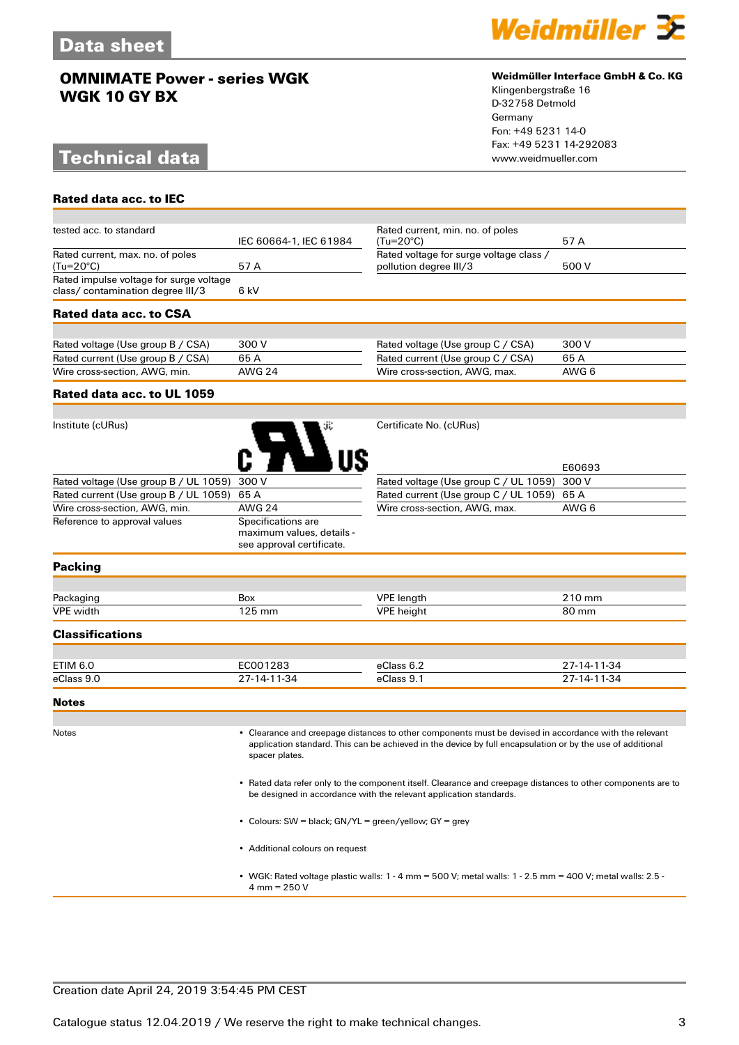# OMNIMATE Power - series WGK
# WGK 10 GY BX

**Weidmüller Interface GmbH & Co. KG**
Klingenbergstraße 16
D-32758 Detmold
Germany
Fon: +49 5231 14-0
Fax: +49 5231 14-292083
www.weidmueller.com

## Technical data

### Rated data acc. to IEC

| | | | |
|---|---|---|---|
| tested acc. to standard | IEC 60664-1, IEC 61984 | Rated current, min. no. of poles (Tu=20°C) | 57 A |
| Rated current, max. no. of poles (Tu=20°C) | 57 A | Rated voltage for surge voltage class / pollution degree III/3 | 500 V |
| Rated impulse voltage for surge voltage class/ contamination degree III/3 | 6 kV | | |

### Rated data acc. to CSA

| | | | |
|---|---|---|---|
| Rated voltage (Use group B / CSA) | 300 V | Rated voltage (Use group C / CSA) | 300 V |
| Rated current (Use group B / CSA) | 65 A | Rated current (Use group C / CSA) | 65 A |
| Wire cross-section, AWG, min. | AWG 24 | Wire cross-section, AWG, max. | AWG 6 |

### Rated data acc. to UL 1059

| | | | |
|---|---|---|---|
| Institute (cURus) | c UR us | Certificate No. (cURus) | E60693 |
| Rated voltage (Use group B / UL 1059) | 300 V | Rated voltage (Use group C / UL 1059) | 300 V |
| Rated current (Use group B / UL 1059) | 65 A | Rated current (Use group C / UL 1059) | 65 A |
| Wire cross-section, AWG, min. | AWG 24 | Wire cross-section, AWG, max. | AWG 6 |
| Reference to approval values | Specifications are maximum values, details - see approval certificate. | | |

### Packing

| | | | |
|---|---|---|---|
| Packaging | Box | VPE length | 210 mm |
| VPE width | 125 mm | VPE height | 80 mm |

### Classifications

| | | | |
|---|---|---|---|
| ETIM 6.0 | EC001283 | eClass 6.2 | 27-14-11-34 |
| eClass 9.0 | 27-14-11-34 | eClass 9.1 | 27-14-11-34 |

### Notes

Notes

- Clearance and creepage distances to other components must be devised in accordance with the relevant application standard. This can be achieved in the device by full encapsulation or by the use of additional spacer plates.
- Rated data refer only to the component itself. Clearance and creepage distances to other components are to be designed in accordance with the relevant application standards.
- Colours: SW = black; GN/YL = green/yellow; GY = grey
- Additional colours on request
- WGK: Rated voltage plastic walls: 1 - 4 mm = 500 V; metal walls: 1 - 2.5 mm = 400 V; metal walls: 2.5 - 4 mm = 250 V

Creation date April 24, 2019 3:54:45 PM CEST

Catalogue status 12.04.2019 / We reserve the right to make technical changes.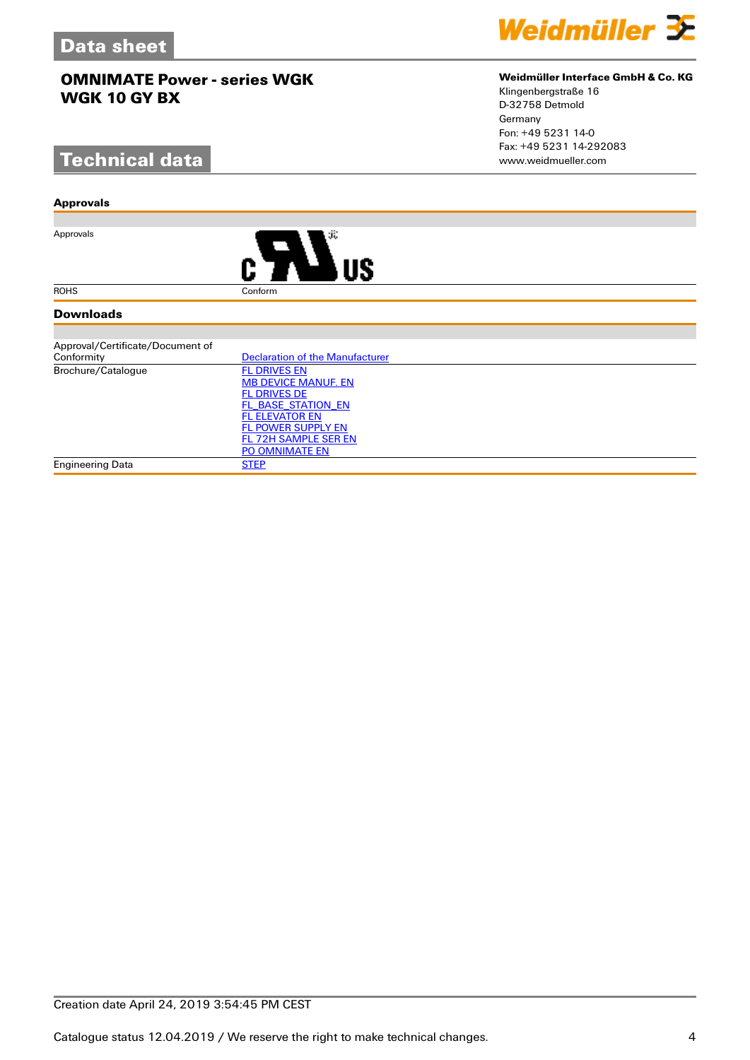# Data sheet

## OMNIMATE Power - series WGK
## WGK 10 GY BX

**Weidmüller Interface GmbH & Co. KG**
Klingenbergstraße 16
D-32758 Detmold
Germany
Fon: +49 5231 14-0
Fax: +49 5231 14-292083
www.weidmueller.com

# Technical data

### Approvals

| | |
|---|---|
| Approvals | c UL US |
| ROHS | Conform |

### Downloads

| | |
|---|---|
| Approval/Certificate/Document of Conformity | Declaration of the Manufacturer |
| Brochure/Catalogue | FL DRIVES EN<br>MB DEVICE MANUF. EN<br>FL DRIVES DE<br>FL_BASE_STATION_EN<br>FL ELEVATOR EN<br>FL POWER SUPPLY EN<br>FL 72H SAMPLE SER EN<br>PO OMNIMATE EN |
| Engineering Data | STEP |

Creation date April 24, 2019 3:54:45 PM CEST

Catalogue status 12.04.2019 / We reserve the right to make technical changes.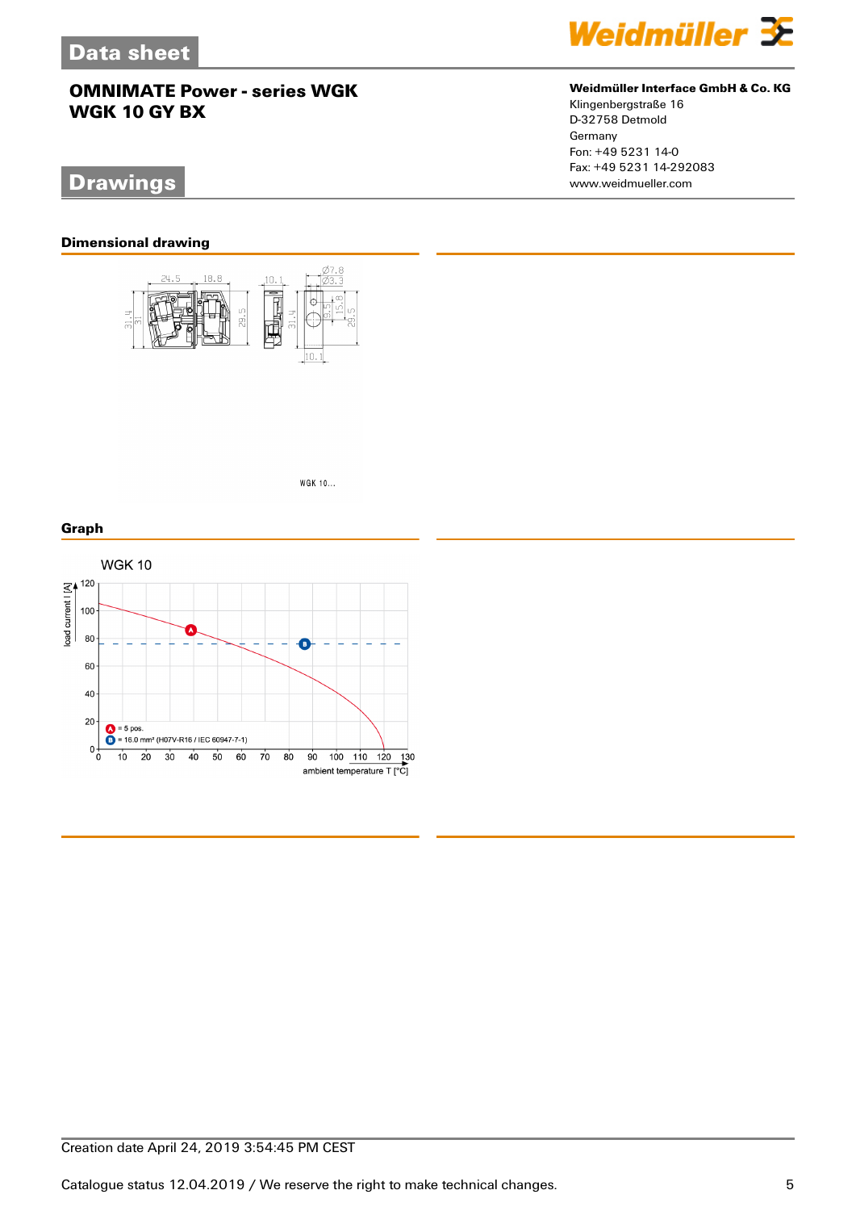# Data sheet

## OMNIMATE Power - series WGK
## WGK 10 GY BX

**Weidmüller Interface GmbH & Co. KG**
Klingenbergstraße 16
D-32758 Detmold
Germany
Fon: +49 5231 14-0
Fax: +49 5231 14-292083
www.weidmueller.com

## Drawings

### Dimensional drawing

24.5
18.8
10.1
Ø7.8
Ø3.3
31.4
31
29.5
31.4
9.5
15.8
29.5
10.1
WGK 10...

### Graph

WGK 10

load current I [A]
120
100
80
60
40
20
0
0 10 20 30 40 50 60 70 80 90 100 110 120 130
ambient temperature T [°C]

A = 5 pos.
B = 16.0 mm² (H07V-R16 / IEC 60947-7-1)

Creation date April 24, 2019 3:54:45 PM CEST

Catalogue status 12.04.2019 / We reserve the right to make technical changes.